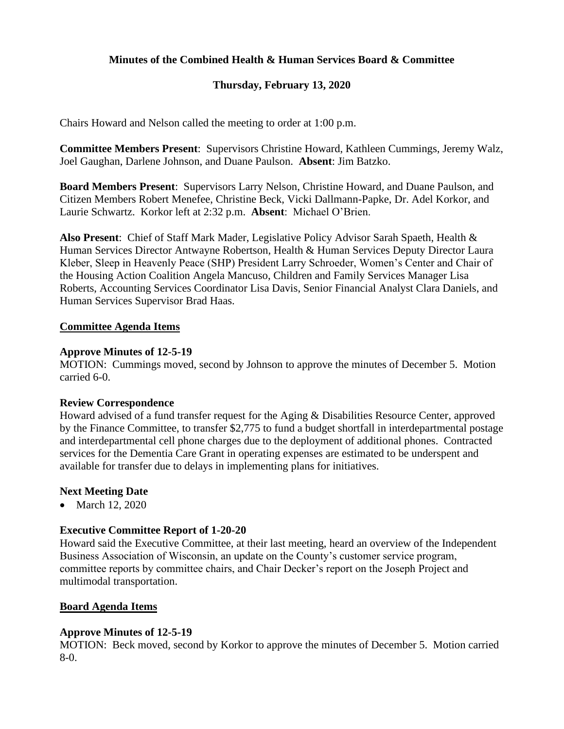# Minutes of the Combined Health & Human Services Board & Committee

## Thursday, February 13, 2020

Chairs Howard and Nelson called the meeting to order at 1:00 p.m.

**Committee Members Present**: Supervisors Christine Howard, Kathleen Cummings, Jeremy Walz, Joel Gaughan, Darlene Johnson, and Duane Paulson. **Absent**: Jim Batzko.

**Board Members Present**: Supervisors Larry Nelson, Christine Howard, and Duane Paulson, and Citizen Members Robert Menefee, Christine Beck, Vicki Dallmann-Papke, Dr. Adel Korkor, and Laurie Schwartz. Korkor left at 2:32 p.m. **Absent**: Michael O'Brien.

**Also Present**: Chief of Staff Mark Mader, Legislative Policy Advisor Sarah Spaeth, Health & Human Services Director Antwayne Robertson, Health & Human Services Deputy Director Laura Kleber, Sleep in Heavenly Peace (SHP) President Larry Schroeder, Women's Center and Chair of the Housing Action Coalition Angela Mancuso, Children and Family Services Manager Lisa Roberts, Accounting Services Coordinator Lisa Davis, Senior Financial Analyst Clara Daniels, and Human Services Supervisor Brad Haas.

## Committee Agenda Items

### Approve Minutes of 12-5-19

MOTION: Cummings moved, second by Johnson to approve the minutes of December 5. Motion carried 6-0.

### Review Correspondence

Howard advised of a fund transfer request for the Aging & Disabilities Resource Center, approved by the Finance Committee, to transfer $2,775 to fund a budget shortfall in interdepartmental postage and interdepartmental cell phone charges due to the deployment of additional phones. Contracted services for the Dementia Care Grant in operating expenses are estimated to be underspent and available for transfer due to delays in implementing plans for initiatives.

### Next Meeting Date

- March 12, 2020

### Executive Committee Report of 1-20-20

Howard said the Executive Committee, at their last meeting, heard an overview of the Independent Business Association of Wisconsin, an update on the County's customer service program, committee reports by committee chairs, and Chair Decker's report on the Joseph Project and multimodal transportation.

## Board Agenda Items

### Approve Minutes of 12-5-19

MOTION: Beck moved, second by Korkor to approve the minutes of December 5. Motion carried 8-0.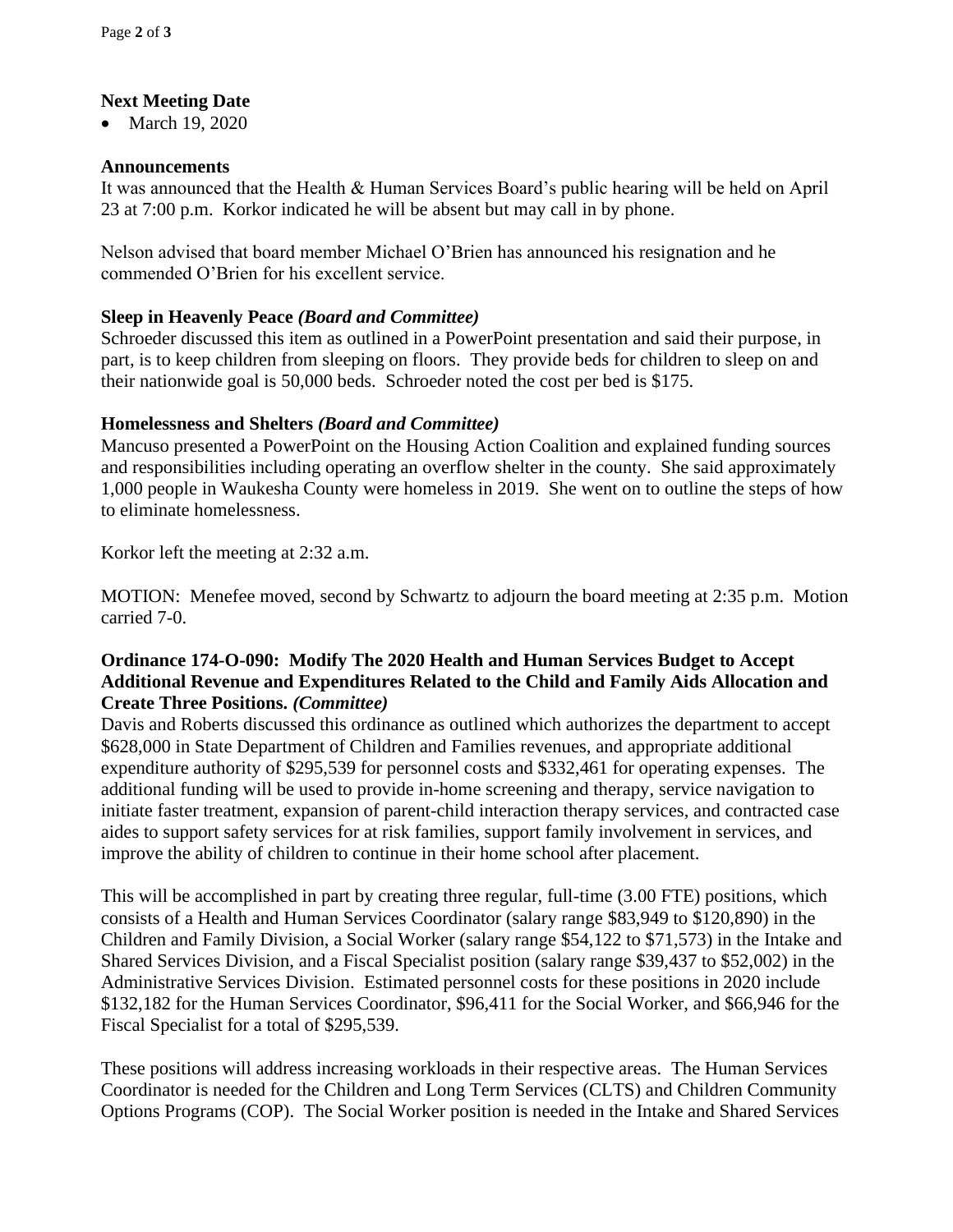**Next Meeting Date**

- March 19, 2020

**Announcements**

It was announced that the Health & Human Services Board's public hearing will be held on April 23 at 7:00 p.m. Korkor indicated he will be absent but may call in by phone.

Nelson advised that board member Michael O'Brien has announced his resignation and he commended O'Brien for his excellent service.

**Sleep in Heavenly Peace** ***(Board and Committee)***

Schroeder discussed this item as outlined in a PowerPoint presentation and said their purpose, in part, is to keep children from sleeping on floors. They provide beds for children to sleep on and their nationwide goal is 50,000 beds. Schroeder noted the cost per bed is $175.

**Homelessness and Shelters** ***(Board and Committee)***

Mancuso presented a PowerPoint on the Housing Action Coalition and explained funding sources and responsibilities including operating an overflow shelter in the county. She said approximately 1,000 people in Waukesha County were homeless in 2019. She went on to outline the steps of how to eliminate homelessness.

Korkor left the meeting at 2:32 a.m.

MOTION: Menefee moved, second by Schwartz to adjourn the board meeting at 2:35 p.m. Motion carried 7-0.

**Ordinance 174-O-090: Modify The 2020 Health and Human Services Budget to Accept Additional Revenue and Expenditures Related to the Child and Family Aids Allocation and Create Three Positions.** ***(Committee)***

Davis and Roberts discussed this ordinance as outlined which authorizes the department to accept $628,000 in State Department of Children and Families revenues, and appropriate additional expenditure authority of $295,539 for personnel costs and $332,461 for operating expenses. The additional funding will be used to provide in-home screening and therapy, service navigation to initiate faster treatment, expansion of parent-child interaction therapy services, and contracted case aides to support safety services for at risk families, support family involvement in services, and improve the ability of children to continue in their home school after placement.

This will be accomplished in part by creating three regular, full-time (3.00 FTE) positions, which consists of a Health and Human Services Coordinator (salary range $83,949 to $120,890) in the Children and Family Division, a Social Worker (salary range $54,122 to $71,573) in the Intake and Shared Services Division, and a Fiscal Specialist position (salary range $39,437 to $52,002) in the Administrative Services Division. Estimated personnel costs for these positions in 2020 include $132,182 for the Human Services Coordinator, $96,411 for the Social Worker, and $66,946 for the Fiscal Specialist for a total of $295,539.

These positions will address increasing workloads in their respective areas. The Human Services Coordinator is needed for the Children and Long Term Services (CLTS) and Children Community Options Programs (COP). The Social Worker position is needed in the Intake and Shared Services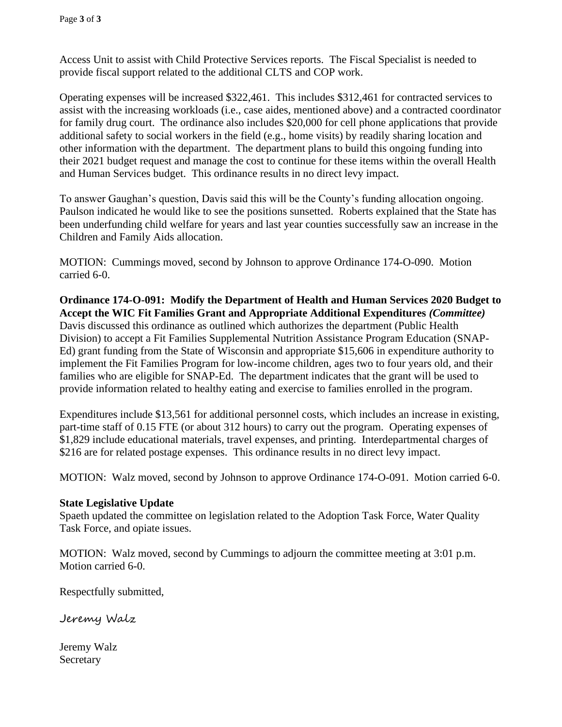Access Unit to assist with Child Protective Services reports. The Fiscal Specialist is needed to provide fiscal support related to the additional CLTS and COP work.

Operating expenses will be increased $322,461. This includes $312,461 for contracted services to assist with the increasing workloads (i.e., case aides, mentioned above) and a contracted coordinator for family drug court. The ordinance also includes $20,000 for cell phone applications that provide additional safety to social workers in the field (e.g., home visits) by readily sharing location and other information with the department. The department plans to build this ongoing funding into their 2021 budget request and manage the cost to continue for these items within the overall Health and Human Services budget. This ordinance results in no direct levy impact.

To answer Gaughan's question, Davis said this will be the County's funding allocation ongoing. Paulson indicated he would like to see the positions sunsetted. Roberts explained that the State has been underfunding child welfare for years and last year counties successfully saw an increase in the Children and Family Aids allocation.

MOTION: Cummings moved, second by Johnson to approve Ordinance 174-O-090. Motion carried 6-0.

**Ordinance 174-O-091: Modify the Department of Health and Human Services 2020 Budget to Accept the WIC Fit Families Grant and Appropriate Additional Expenditures *(Committee)***
Davis discussed this ordinance as outlined which authorizes the department (Public Health Division) to accept a Fit Families Supplemental Nutrition Assistance Program Education (SNAP-Ed) grant funding from the State of Wisconsin and appropriate $15,606 in expenditure authority to implement the Fit Families Program for low-income children, ages two to four years old, and their families who are eligible for SNAP-Ed. The department indicates that the grant will be used to provide information related to healthy eating and exercise to families enrolled in the program.

Expenditures include $13,561 for additional personnel costs, which includes an increase in existing, part-time staff of 0.15 FTE (or about 312 hours) to carry out the program. Operating expenses of $1,829 include educational materials, travel expenses, and printing. Interdepartmental charges of $216 are for related postage expenses. This ordinance results in no direct levy impact.

MOTION: Walz moved, second by Johnson to approve Ordinance 174-O-091. Motion carried 6-0.

**State Legislative Update**
Spaeth updated the committee on legislation related to the Adoption Task Force, Water Quality Task Force, and opiate issues.

MOTION: Walz moved, second by Cummings to adjourn the committee meeting at 3:01 p.m. Motion carried 6-0.

Respectfully submitted,

*Jeremy Walz*

Jeremy Walz
Secretary